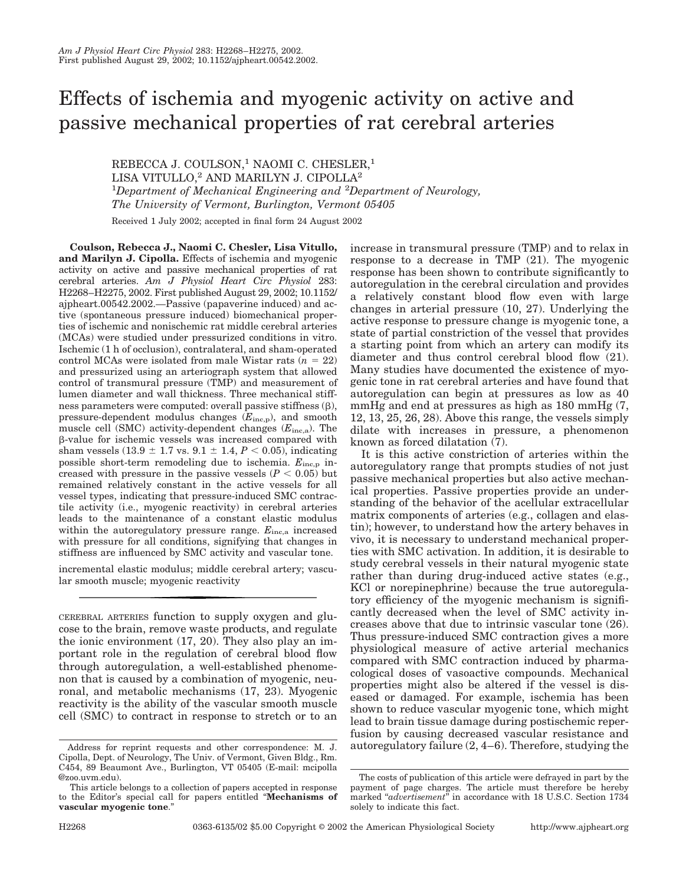# Effects of ischemia and myogenic activity on active and passive mechanical properties of rat cerebral arteries

REBECCA J. COULSON,[1] NAOMI C. CHESLER,[1] LISA VITULLO,[2] AND MARILYN J. CIPOLLA[2]

[1]*Department of Mechanical Engineering and* [2]*Department of Neurology, The University of Vermont, Burlington, Vermont 05405*

Received 1 July 2002; accepted in final form 24 August 2002

**Coulson, Rebecca J., Naomi C. Chesler, Lisa Vitullo, and Marilyn J. Cipolla.** Effects of ischemia and myogenic activity on active and passive mechanical properties of rat cerebral arteries. *Am J Physiol Heart Circ Physiol* 283: H2268–H2275, 2002. First published August 29, 2002; 10.1152/ajpheart.00542.2002.—Passive (papaverine induced) and active (spontaneous pressure induced) biomechanical properties of ischemic and nonischemic rat middle cerebral arteries (MCAs) were studied under pressurized conditions in vitro. Ischemic (1 h of occlusion), contralateral, and sham-operated control MCAs were isolated from male Wistar rats ($n = 22$) and pressurized using an arteriograph system that allowed control of transmural pressure (TMP) and measurement of lumen diameter and wall thickness. Three mechanical stiffness parameters were computed: overall passive stiffness ($\beta$), pressure-dependent modulus changes ($E_{inc,p}$), and smooth muscle cell (SMC) activity-dependent changes ($E_{inc,a}$). The $\beta$-value for ischemic vessels was increased compared with sham vessels ($13.9 \pm 1.7$ vs. $9.1 \pm 1.4$, $P < 0.05$), indicating possible short-term remodeling due to ischemia. $E_{inc,p}$ increased with pressure in the passive vessels ($P < 0.05$) but remained relatively constant in the active vessels for all vessel types, indicating that pressure-induced SMC contractile activity (i.e., myogenic reactivity) in cerebral arteries leads to the maintenance of a constant elastic modulus within the autoregulatory pressure range. $E_{inc,a}$ increased with pressure for all conditions, signifying that changes in stiffness are influenced by SMC activity and vascular tone.

incremental elastic modulus; middle cerebral artery; vascular smooth muscle; myogenic reactivity

CEREBRAL ARTERIES function to supply oxygen and glucose to the brain, remove waste products, and regulate the ionic environment (17, 20). They also play an important role in the regulation of cerebral blood flow through autoregulation, a well-established phenomenon that is caused by a combination of myogenic, neuronal, and metabolic mechanisms (17, 23). Myogenic reactivity is the ability of the vascular smooth muscle cell (SMC) to contract in response to stretch or to an increase in transmural pressure (TMP) and to relax in response to a decrease in TMP (21). The myogenic response has been shown to contribute significantly to autoregulation in the cerebral circulation and provides a relatively constant blood flow even with large changes in arterial pressure (10, 27). Underlying the active response to pressure change is myogenic tone, a state of partial constriction of the vessel that provides a starting point from which an artery can modify its diameter and thus control cerebral blood flow (21). Many studies have documented the existence of myogenic tone in rat cerebral arteries and have found that autoregulation can begin at pressures as low as 40 mmHg and end at pressures as high as 180 mmHg (7, 12, 13, 25, 26, 28). Above this range, the vessels simply dilate with increases in pressure, a phenomenon known as forced dilatation (7).

It is this active constriction of arteries within the autoregulatory range that prompts studies of not just passive mechanical properties but also active mechanical properties. Passive properties provide an understanding of the behavior of the acellular extracellular matrix components of arteries (e.g., collagen and elastin); however, to understand how the artery behaves in vivo, it is necessary to understand mechanical properties with SMC activation. In addition, it is desirable to study cerebral vessels in their natural myogenic state rather than during drug-induced active states (e.g., KCl or norepinephrine) because the true autoregulatory efficiency of the myogenic mechanism is significantly decreased when the level of SMC activity increases above that due to intrinsic vascular tone (26). Thus pressure-induced SMC contraction gives a more physiological measure of active arterial mechanics compared with SMC contraction induced by pharmacological doses of vasoactive compounds. Mechanical properties might also be altered if the vessel is diseased or damaged. For example, ischemia has been shown to reduce vascular myogenic tone, which might lead to brain tissue damage during postischemic reperfusion by causing decreased vascular resistance and autoregulatory failure (2, 4–6). Therefore, studying the

Address for reprint requests and other correspondence: M. J. Cipolla, Dept. of Neurology, The Univ. of Vermont, Given Bldg., Rm. C454, 89 Beaumont Ave., Burlington, VT 05405 (E-mail: mcipolla@zoo.uvm.edu).

This article belongs to a collection of papers accepted in response to the Editor's special call for papers entitled "**Mechanisms of vascular myogenic tone**."

The costs of publication of this article were defrayed in part by the payment of page charges. The article must therefore be hereby marked "*advertisement*" in accordance with 18 U.S.C. Section 1734 solely to indicate this fact.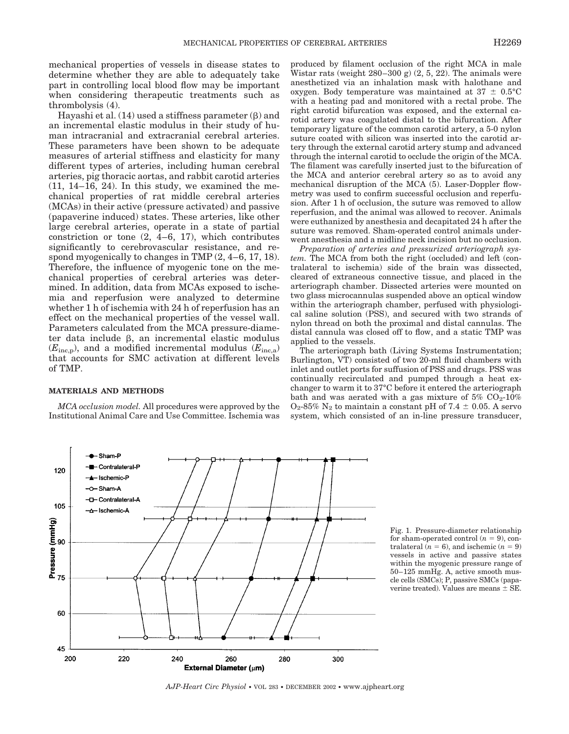mechanical properties of vessels in disease states to determine whether they are able to adequately take part in controlling local blood flow may be important when considering therapeutic treatments such as thrombolysis (4).

Hayashi et al. (14) used a stiffness parameter (β) and an incremental elastic modulus in their study of human intracranial and extracranial cerebral arteries. These parameters have been shown to be adequate measures of arterial stiffness and elasticity for many different types of arteries, including human cerebral arteries, pig thoracic aortas, and rabbit carotid arteries (11, 14–16, 24). In this study, we examined the mechanical properties of rat middle cerebral arteries (MCAs) in their active (pressure activated) and passive (papaverine induced) states. These arteries, like other large cerebral arteries, operate in a state of partial constriction or tone (2, 4–6, 17), which contributes significantly to cerebrovascular resistance, and respond myogenically to changes in TMP (2, 4–6, 17, 18). Therefore, the influence of myogenic tone on the mechanical properties of cerebral arteries was determined. In addition, data from MCAs exposed to ischemia and reperfusion were analyzed to determine whether 1 h of ischemia with 24 h of reperfusion has an effect on the mechanical properties of the vessel wall. Parameters calculated from the MCA pressure-diameter data include β, an incremental elastic modulus ($E_{inc,p}$), and a modified incremental modulus ($E_{inc,a}$) that accounts for SMC activation at different levels of TMP.

## MATERIALS AND METHODS

*MCA occlusion model.* All procedures were approved by the Institutional Animal Care and Use Committee. Ischemia was produced by filament occlusion of the right MCA in male Wistar rats (weight 280–300 g) (2, 5, 22). The animals were anesthetized via an inhalation mask with halothane and oxygen. Body temperature was maintained at 37 ± 0.5°C with a heating pad and monitored with a rectal probe. The right carotid bifurcation was exposed, and the external carotid artery was coagulated distal to the bifurcation. After temporary ligature of the common carotid artery, a 5-0 nylon suture coated with silicon was inserted into the carotid artery through the external carotid artery stump and advanced through the internal carotid to occlude the origin of the MCA. The filament was carefully inserted just to the bifurcation of the MCA and anterior cerebral artery so as to avoid any mechanical disruption of the MCA (5). Laser-Doppler flowmetry was used to confirm successful occlusion and reperfusion. After 1 h of occlusion, the suture was removed to allow reperfusion, and the animal was allowed to recover. Animals were euthanized by anesthesia and decapitated 24 h after the suture was removed. Sham-operated control animals underwent anesthesia and a midline neck incision but no occlusion.

*Preparation of arteries and pressurized arteriograph system.* The MCA from both the right (occluded) and left (contralateral to ischemia) side of the brain was dissected, cleared of extraneous connective tissue, and placed in the arteriograph chamber. Dissected arteries were mounted on two glass microcannulas suspended above an optical window within the arteriograph chamber, perfused with physiological saline solution (PSS), and secured with two strands of nylon thread on both the proximal and distal cannulas. The distal cannula was closed off to flow, and a static TMP was applied to the vessels.

The arteriograph bath (Living Systems Instrumentation; Burlington, VT) consisted of two 20-ml fluid chambers with inlet and outlet ports for suffusion of PSS and drugs. PSS was continually recirculated and pumped through a heat exchanger to warm it to 37°C before it entered the arteriograph bath and was aerated with a gas mixture of 5% $CO_2$-10% $O_2$-85% $N_2$ to maintain a constant pH of 7.4 ± 0.05. A servo system, which consisted of an in-line pressure transducer,

Fig. 1. Pressure-diameter relationship for sham-operated control ($n = 9$), contralateral ($n = 6$), and ischemic ($n = 9$) vessels in active and passive states within the myogenic pressure range of 50–125 mmHg. A, active smooth muscle cells (SMCs); P, passive SMCs (papaverine treated). Values are means ± SE.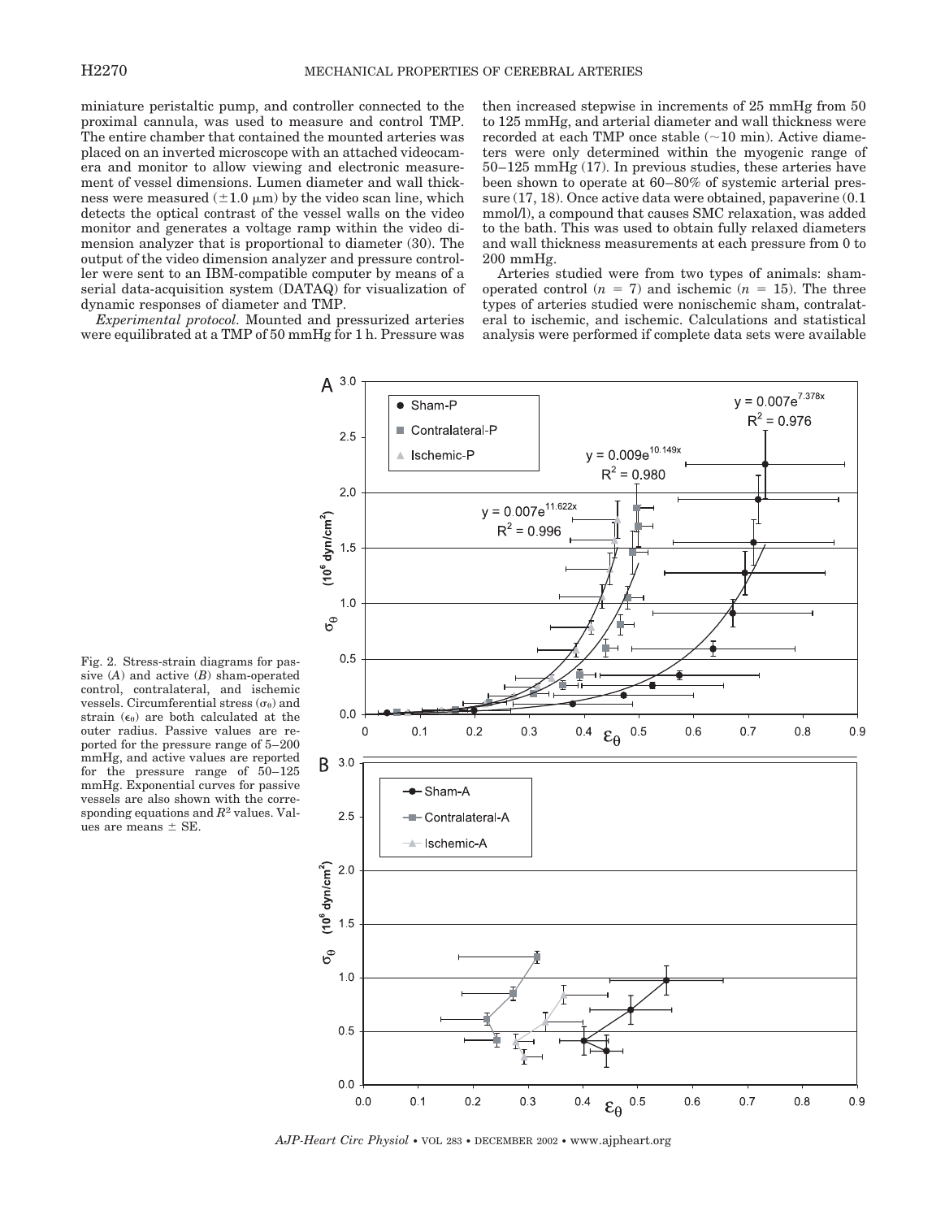miniature peristaltic pump, and controller connected to the proximal cannula, was used to measure and control TMP. The entire chamber that contained the mounted arteries was placed on an inverted microscope with an attached videocamera and monitor to allow viewing and electronic measurement of vessel dimensions. Lumen diameter and wall thickness were measured (±1.0 μm) by the video scan line, which detects the optical contrast of the vessel walls on the video monitor and generates a voltage ramp within the video dimension analyzer that is proportional to diameter (30). The output of the video dimension analyzer and pressure controller were sent to an IBM-compatible computer by means of a serial data-acquisition system (DATAQ) for visualization of dynamic responses of diameter and TMP.

*Experimental protocol.* Mounted and pressurized arteries were equilibrated at a TMP of 50 mmHg for 1 h. Pressure was then increased stepwise in increments of 25 mmHg from 50 to 125 mmHg, and arterial diameter and wall thickness were recorded at each TMP once stable (~10 min). Active diameters were only determined within the myogenic range of 50–125 mmHg (17). In previous studies, these arteries have been shown to operate at 60–80% of systemic arterial pressure (17, 18). Once active data were obtained, papaverine (0.1 mmol/l), a compound that causes SMC relaxation, was added to the bath. This was used to obtain fully relaxed diameters and wall thickness measurements at each pressure from 0 to 200 mmHg.

Arteries studied were from two types of animals: sham-operated control ($n = 7$) and ischemic ($n = 15$). The three types of arteries studied were nonischemic sham, contralateral to ischemic, and ischemic. Calculations and statistical analysis were performed if complete data sets were available

Fig. 2. Stress-strain diagrams for passive (*A*) and active (*B*) sham-operated control, contralateral, and ischemic vessels. Circumferential stress ($\sigma_\theta$) and strain ($\epsilon_\theta$) are both calculated at the outer radius. Passive values are reported for the pressure range of 5–200 mmHg, and active values are reported for the pressure range of 50–125 mmHg. Exponential curves for passive vessels are also shown with the corresponding equations and $R^2$ values. Values are means ± SE.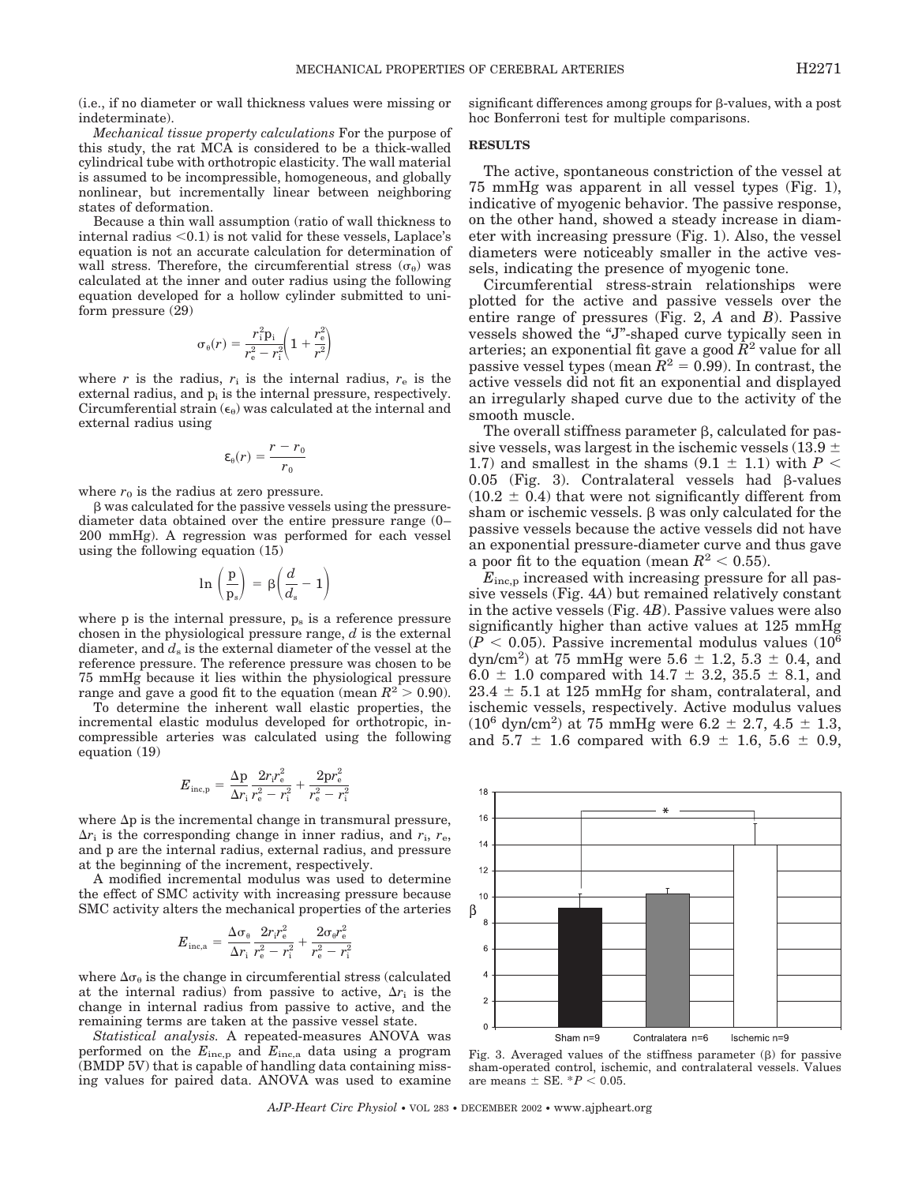(i.e., if no diameter or wall thickness values were missing or indeterminate).

*Mechanical tissue property calculations* For the purpose of this study, the rat MCA is considered to be a thick-walled cylindrical tube with orthotropic elasticity. The wall material is assumed to be incompressible, homogeneous, and globally nonlinear, but incrementally linear between neighboring states of deformation.

Because a thin wall assumption (ratio of wall thickness to internal radius <0.1) is not valid for these vessels, Laplace's equation is not an accurate calculation for determination of wall stress. Therefore, the circumferential stress ($\sigma_\theta$) was calculated at the inner and outer radius using the following equation developed for a hollow cylinder submitted to uniform pressure (29)

$$\sigma_\theta(r) = \frac{r_i^2 p_i}{r_e^2 - r_i^2}\left(1 + \frac{r_e^2}{r^2}\right)$$

where $r$ is the radius, $r_i$ is the internal radius, $r_e$ is the external radius, and $p_i$ is the internal pressure, respectively. Circumferential strain ($\epsilon_\theta$) was calculated at the internal and external radius using

$$\epsilon_\theta(r) = \frac{r - r_0}{r_0}$$

where $r_0$ is the radius at zero pressure.

$\beta$ was calculated for the passive vessels using the pressure-diameter data obtained over the entire pressure range (0–200 mmHg). A regression was performed for each vessel using the following equation (15)

$$\ln\left(\frac{p}{p_s}\right) = \beta\left(\frac{d}{d_s} - 1\right)$$

where p is the internal pressure, $p_s$ is a reference pressure chosen in the physiological pressure range, $d$ is the external diameter, and $d_s$ is the external diameter of the vessel at the reference pressure. The reference pressure was chosen to be 75 mmHg because it lies within the physiological pressure range and gave a good fit to the equation (mean $R^2 > 0.90$).

To determine the inherent wall elastic properties, the incremental elastic modulus developed for orthotropic, incompressible arteries was calculated using the following equation (19)

$$E_{inc,p} = \frac{\Delta p}{\Delta r_i}\frac{2r_i r_e^2}{r_e^2 - r_i^2} + \frac{2pr_e^2}{r_e^2 - r_i^2}$$

where $\Delta p$ is the incremental change in transmural pressure, $\Delta r_i$ is the corresponding change in inner radius, and $r_i$, $r_e$, and p are the internal radius, external radius, and pressure at the beginning of the increment, respectively.

A modified incremental modulus was used to determine the effect of SMC activity with increasing pressure because SMC activity alters the mechanical properties of the arteries

$$E_{inc,a} = \frac{\Delta\sigma_\theta}{\Delta r_i}\frac{2r_i r_e^2}{r_e^2 - r_i^2} + \frac{2\sigma_\theta r_e^2}{r_e^2 - r_i^2}$$

where $\Delta\sigma_\theta$ is the change in circumferential stress (calculated at the internal radius) from passive to active, $\Delta r_i$ is the change in internal radius from passive to active, and the remaining terms are taken at the passive vessel state.

*Statistical analysis.* A repeated-measures ANOVA was performed on the $E_{inc,p}$ and $E_{inc,a}$ data using a program (BMDP 5V) that is capable of handling data containing missing values for paired data. ANOVA was used to examine significant differences among groups for $\beta$-values, with a post hoc Bonferroni test for multiple comparisons.

## RESULTS

The active, spontaneous constriction of the vessel at 75 mmHg was apparent in all vessel types (Fig. 1), indicative of myogenic behavior. The passive response, on the other hand, showed a steady increase in diameter with increasing pressure (Fig. 1). Also, the vessel diameters were noticeably smaller in the active vessels, indicating the presence of myogenic tone.

Circumferential stress-strain relationships were plotted for the active and passive vessels over the entire range of pressures (Fig. 2, *A* and *B*). Passive vessels showed the "J"-shaped curve typically seen in arteries; an exponential fit gave a good $R^2$ value for all passive vessel types (mean $R^2 = 0.99$). In contrast, the active vessels did not fit an exponential and displayed an irregularly shaped curve due to the activity of the smooth muscle.

The overall stiffness parameter $\beta$, calculated for passive vessels, was largest in the ischemic vessels (13.9 ± 1.7) and smallest in the shams (9.1 ± 1.1) with $P < 0.05$ (Fig. 3). Contralateral vessels had $\beta$-values (10.2 ± 0.4) that were not significantly different from sham or ischemic vessels. $\beta$ was only calculated for the passive vessels because the active vessels did not have an exponential pressure-diameter curve and thus gave a poor fit to the equation (mean $R^2 < 0.55$).

$E_{inc,p}$ increased with increasing pressure for all passive vessels (Fig. 4*A*) but remained relatively constant in the active vessels (Fig. 4*B*). Passive values were also significantly higher than active values at 125 mmHg ($P < 0.05$). Passive incremental modulus values ($10^6$ dyn/cm$^2$) at 75 mmHg were 5.6 ± 1.2, 5.3 ± 0.4, and 6.0 ± 1.0 compared with 14.7 ± 3.2, 35.5 ± 8.1, and 23.4 ± 5.1 at 125 mmHg for sham, contralateral, and ischemic vessels, respectively. Active modulus values ($10^6$ dyn/cm$^2$) at 75 mmHg were 6.2 ± 2.7, 4.5 ± 1.3, and 5.7 ± 1.6 compared with 6.9 ± 1.6, 5.6 ± 0.9,

Fig. 3. Averaged values of the stiffness parameter ($\beta$) for passive sham-operated control, ischemic, and contralateral vessels. Values are means ± SE. *$P < 0.05$.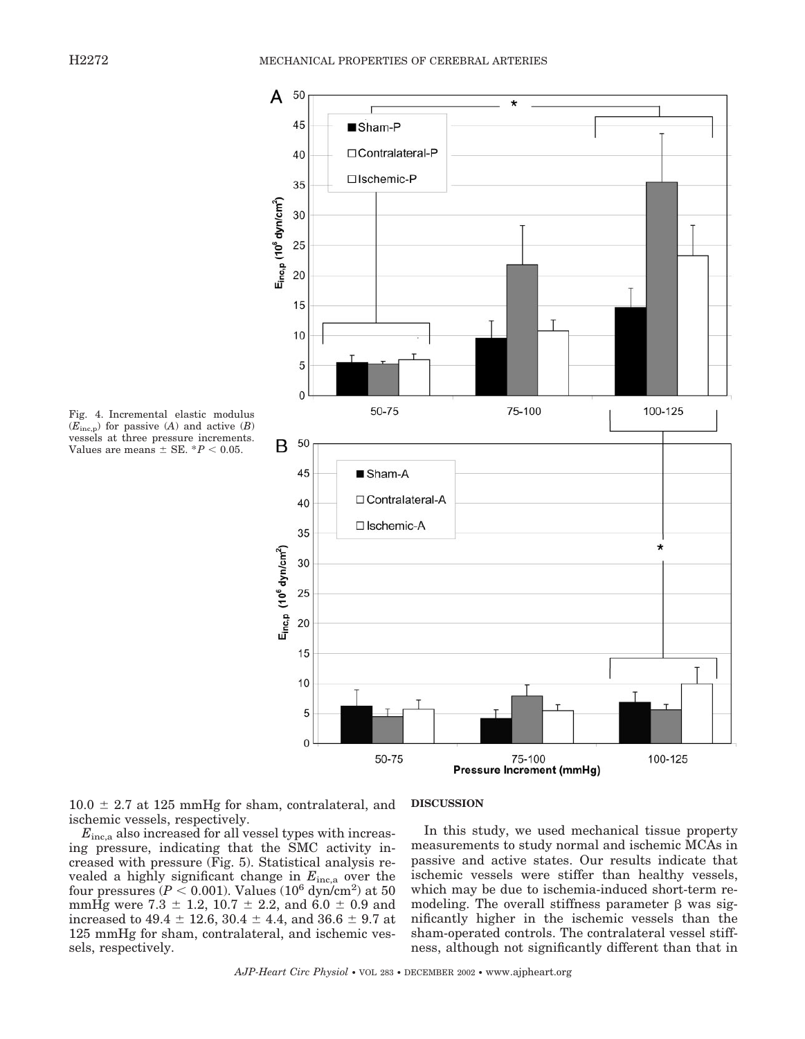Fig. 4. Incremental elastic modulus ($E_{inc,p}$) for passive (*A*) and active (*B*) vessels at three pressure increments. Values are means ± SE. *$P < 0.05$.

10.0 ± 2.7 at 125 mmHg for sham, contralateral, and ischemic vessels, respectively.

$E_{inc,a}$ also increased for all vessel types with increasing pressure, indicating that the SMC activity increased with pressure (Fig. 5). Statistical analysis revealed a highly significant change in $E_{inc,a}$ over the four pressures ($P < 0.001$). Values ($10^6$ dyn/cm$^2$) at 50 mmHg were 7.3 ± 1.2, 10.7 ± 2.2, and 6.0 ± 0.9 and increased to 49.4 ± 12.6, 30.4 ± 4.4, and 36.6 ± 9.7 at 125 mmHg for sham, contralateral, and ischemic vessels, respectively.

## DISCUSSION

In this study, we used mechanical tissue property measurements to study normal and ischemic MCAs in passive and active states. Our results indicate that ischemic vessels were stiffer than healthy vessels, which may be due to ischemia-induced short-term remodeling. The overall stiffness parameter β was significantly higher in the ischemic vessels than the sham-operated controls. The contralateral vessel stiffness, although not significantly different than that in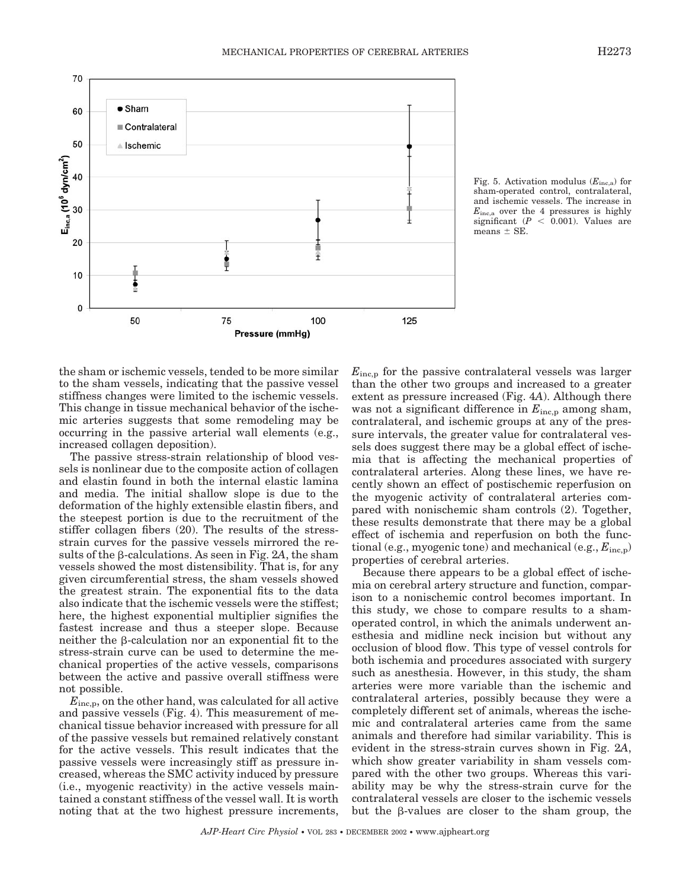Fig. 5. Activation modulus ($E_{inc,a}$) for sham-operated control, contralateral, and ischemic vessels. The increase in $E_{inc,a}$ over the 4 pressures is highly significant ($P < 0.001$). Values are means ± SE.

the sham or ischemic vessels, tended to be more similar to the sham vessels, indicating that the passive vessel stiffness changes were limited to the ischemic vessels. This change in tissue mechanical behavior of the ischemic arteries suggests that some remodeling may be occurring in the passive arterial wall elements (e.g., increased collagen deposition).

The passive stress-strain relationship of blood vessels is nonlinear due to the composite action of collagen and elastin found in both the internal elastic lamina and media. The initial shallow slope is due to the deformation of the highly extensible elastin fibers, and the steepest portion is due to the recruitment of the stiffer collagen fibers (20). The results of the stress-strain curves for the passive vessels mirrored the results of the β-calculations. As seen in Fig. 2*A*, the sham vessels showed the most distensibility. That is, for any given circumferential stress, the sham vessels showed the greatest strain. The exponential fits to the data also indicate that the ischemic vessels were the stiffest; here, the highest exponential multiplier signifies the fastest increase and thus a steeper slope. Because neither the β-calculation nor an exponential fit to the stress-strain curve can be used to determine the mechanical properties of the active vessels, comparisons between the active and passive overall stiffness were not possible.

$E_{inc,p}$, on the other hand, was calculated for all active and passive vessels (Fig. 4). This measurement of mechanical tissue behavior increased with pressure for all of the passive vessels but remained relatively constant for the active vessels. This result indicates that the passive vessels were increasingly stiff as pressure increased, whereas the SMC activity induced by pressure (i.e., myogenic reactivity) in the active vessels maintained a constant stiffness of the vessel wall. It is worth noting that at the two highest pressure increments, $E_{inc,p}$ for the passive contralateral vessels was larger than the other two groups and increased to a greater extent as pressure increased (Fig. 4*A*). Although there was not a significant difference in $E_{inc,p}$ among sham, contralateral, and ischemic groups at any of the pressure intervals, the greater value for contralateral vessels does suggest there may be a global effect of ischemia that is affecting the mechanical properties of contralateral arteries. Along these lines, we have recently shown an effect of postischemic reperfusion on the myogenic activity of contralateral arteries compared with nonischemic sham controls (2). Together, these results demonstrate that there may be a global effect of ischemia and reperfusion on both the functional (e.g., myogenic tone) and mechanical (e.g., $E_{inc,p}$) properties of cerebral arteries.

Because there appears to be a global effect of ischemia on cerebral artery structure and function, comparison to a nonischemic control becomes important. In this study, we chose to compare results to a sham-operated control, in which the animals underwent anesthesia and midline neck incision but without any occlusion of blood flow. This type of vessel controls for both ischemia and procedures associated with surgery such as anesthesia. However, in this study, the sham arteries were more variable than the ischemic and contralateral arteries, possibly because they were a completely different set of animals, whereas the ischemic and contralateral arteries came from the same animals and therefore had similar variability. This is evident in the stress-strain curves shown in Fig. 2*A*, which show greater variability in sham vessels compared with the other two groups. Whereas this variability may be why the stress-strain curve for the contralateral vessels are closer to the ischemic vessels but the β-values are closer to the sham group, the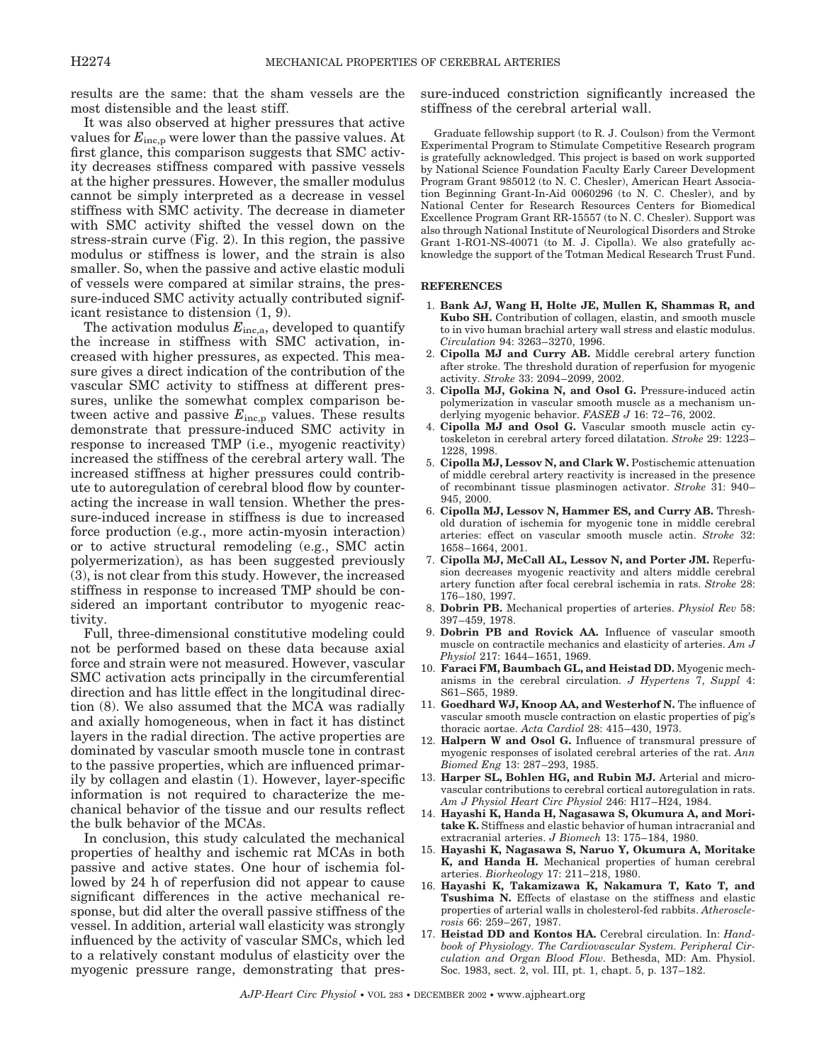results are the same: that the sham vessels are the most distensible and the least stiff.

It was also observed at higher pressures that active values for $E_{inc,p}$ were lower than the passive values. At first glance, this comparison suggests that SMC activity decreases stiffness compared with passive vessels at the higher pressures. However, the smaller modulus cannot be simply interpreted as a decrease in vessel stiffness with SMC activity. The decrease in diameter with SMC activity shifted the vessel down on the stress-strain curve (Fig. 2). In this region, the passive modulus or stiffness is lower, and the strain is also smaller. So, when the passive and active elastic moduli of vessels were compared at similar strains, the pressure-induced SMC activity actually contributed significant resistance to distension (1, 9).

The activation modulus $E_{inc,a}$, developed to quantify the increase in stiffness with SMC activation, increased with higher pressures, as expected. This measure gives a direct indication of the contribution of the vascular SMC activity to stiffness at different pressures, unlike the somewhat complex comparison between active and passive $E_{inc,p}$ values. These results demonstrate that pressure-induced SMC activity in response to increased TMP (i.e., myogenic reactivity) increased the stiffness of the cerebral artery wall. The increased stiffness at higher pressures could contribute to autoregulation of cerebral blood flow by counteracting the increase in wall tension. Whether the pressure-induced increase in stiffness is due to increased force production (e.g., more actin-myosin interaction) or to active structural remodeling (e.g., SMC actin polyermerization), as has been suggested previously (3), is not clear from this study. However, the increased stiffness in response to increased TMP should be considered an important contributor to myogenic reactivity.

Full, three-dimensional constitutive modeling could not be performed based on these data because axial force and strain were not measured. However, vascular SMC activation acts principally in the circumferential direction and has little effect in the longitudinal direction (8). We also assumed that the MCA was radially and axially homogeneous, when in fact it has distinct layers in the radial direction. The active properties are dominated by vascular smooth muscle tone in contrast to the passive properties, which are influenced primarily by collagen and elastin (1). However, layer-specific information is not required to characterize the mechanical behavior of the tissue and our results reflect the bulk behavior of the MCAs.

In conclusion, this study calculated the mechanical properties of healthy and ischemic rat MCAs in both passive and active states. One hour of ischemia followed by 24 h of reperfusion did not appear to cause significant differences in the active mechanical response, but did alter the overall passive stiffness of the vessel. In addition, arterial wall elasticity was strongly influenced by the activity of vascular SMCs, which led to a relatively constant modulus of elasticity over the myogenic pressure range, demonstrating that pressure-induced constriction significantly increased the stiffness of the cerebral arterial wall.

Graduate fellowship support (to R. J. Coulson) from the Vermont Experimental Program to Stimulate Competitive Research program is gratefully acknowledged. This project is based on work supported by National Science Foundation Faculty Early Career Development Program Grant 985012 (to N. C. Chesler), American Heart Association Beginning Grant-In-Aid 0060296 (to N. C. Chesler), and by National Center for Research Resources Centers for Biomedical Excellence Program Grant RR-15557 (to N. C. Chesler). Support was also through National Institute of Neurological Disorders and Stroke Grant 1-RO1-NS-40071 (to M. J. Cipolla). We also gratefully acknowledge the support of the Totman Medical Research Trust Fund.

## REFERENCES

1. **Bank AJ, Wang H, Holte JE, Mullen K, Shammas R, and Kubo SH.** Contribution of collagen, elastin, and smooth muscle to in vivo human brachial artery wall stress and elastic modulus. *Circulation* 94: 3263–3270, 1996.
2. **Cipolla MJ and Curry AB.** Middle cerebral artery function after stroke. The threshold duration of reperfusion for myogenic activity. *Stroke* 33: 2094–2099, 2002.
3. **Cipolla MJ, Gokina N, and Osol G.** Pressure-induced actin polymerization in vascular smooth muscle as a mechanism underlying myogenic behavior. *FASEB J* 16: 72–76, 2002.
4. **Cipolla MJ and Osol G.** Vascular smooth muscle actin cytoskeleton in cerebral artery forced dilatation. *Stroke* 29: 1223–1228, 1998.
5. **Cipolla MJ, Lessov N, and Clark W.** Postischemic attenuation of middle cerebral artery reactivity is increased in the presence of recombinant tissue plasminogen activator. *Stroke* 31: 940–945, 2000.
6. **Cipolla MJ, Lessov N, Hammer ES, and Curry AB.** Threshold duration of ischemia for myogenic tone in middle cerebral arteries: effect on vascular smooth muscle actin. *Stroke* 32: 1658–1664, 2001.
7. **Cipolla MJ, McCall AL, Lessov N, and Porter JM.** Reperfusion decreases myogenic reactivity and alters middle cerebral artery function after focal cerebral ischemia in rats. *Stroke* 28: 176–180, 1997.
8. **Dobrin PB.** Mechanical properties of arteries. *Physiol Rev* 58: 397–459, 1978.
9. **Dobrin PB and Rovick AA.** Influence of vascular smooth muscle on contractile mechanics and elasticity of arteries. *Am J Physiol* 217: 1644–1651, 1969.
10. **Faraci FM, Baumbach GL, and Heistad DD.** Myogenic mechanisms in the cerebral circulation. *J Hypertens* 7, *Suppl* 4: S61–S65, 1989.
11. **Goedhard WJ, Knoop AA, and Westerhof N.** The influence of vascular smooth muscle contraction on elastic properties of pig's thoracic aortae. *Acta Cardiol* 28: 415–430, 1973.
12. **Halpern W and Osol G.** Influence of transmural pressure of myogenic responses of isolated cerebral arteries of the rat. *Ann Biomed Eng* 13: 287–293, 1985.
13. **Harper SL, Bohlen HG, and Rubin MJ.** Arterial and microvascular contributions to cerebral cortical autoregulation in rats. *Am J Physiol Heart Circ Physiol* 246: H17–H24, 1984.
14. **Hayashi K, Handa H, Nagasawa S, Okumura A, and Moritake K.** Stiffness and elastic behavior of human intracranial and extracranial arteries. *J Biomech* 13: 175–184, 1980.
15. **Hayashi K, Nagasawa S, Naruo Y, Okumura A, Moritake K, and Handa H.** Mechanical properties of human cerebral arteries. *Biorheology* 17: 211–218, 1980.
16. **Hayashi K, Takamizawa K, Nakamura T, Kato T, and Tsushima N.** Effects of elastase on the stiffness and elastic properties of arterial walls in cholesterol-fed rabbits. *Atherosclerosis* 66: 259–267, 1987.
17. **Heistad DD and Kontos HA.** Cerebral circulation. In: *Handbook of Physiology. The Cardiovascular System. Peripheral Circulation and Organ Blood Flow*. Bethesda, MD: Am. Physiol. Soc. 1983, sect. 2, vol. III, pt. 1, chapt. 5, p. 137–182.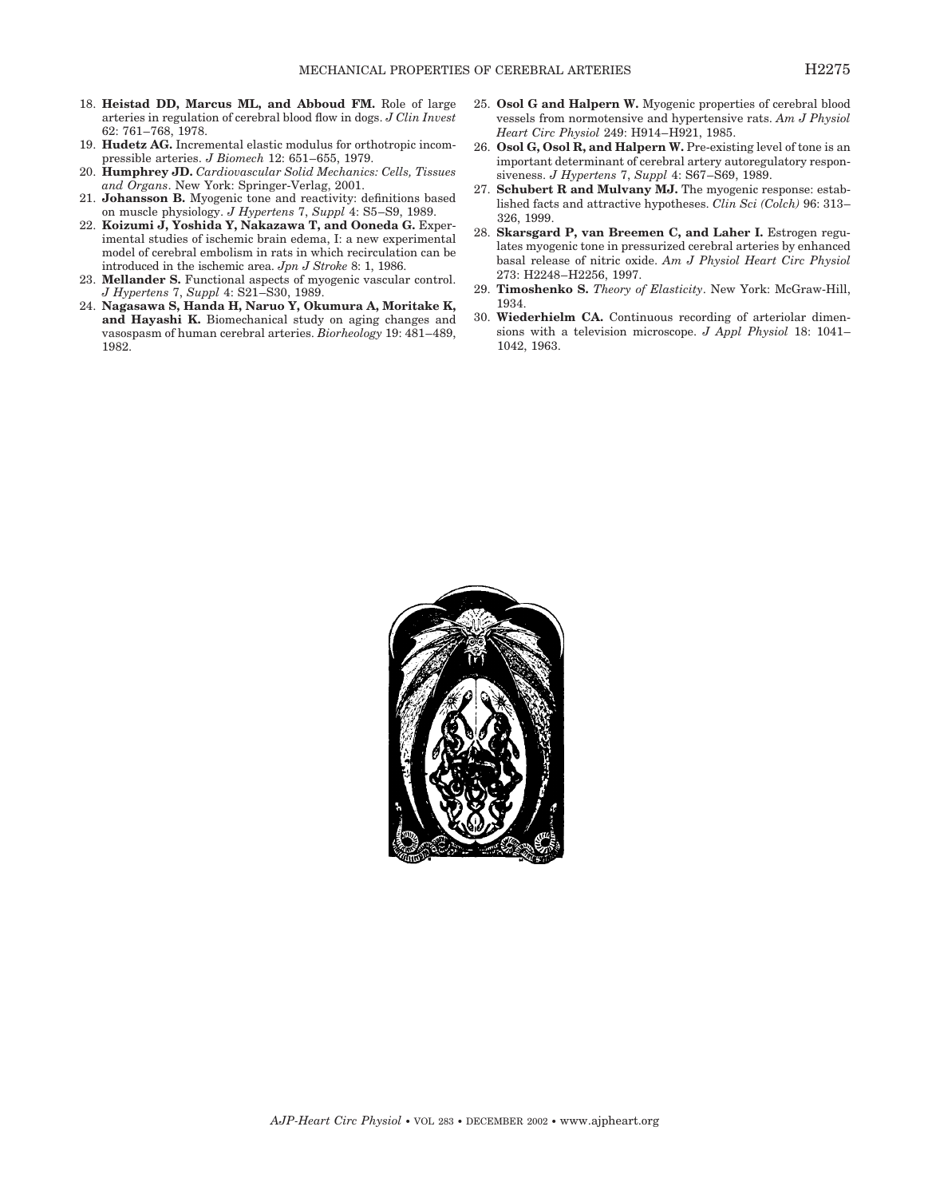18. **Heistad DD, Marcus ML, and Abboud FM.** Role of large arteries in regulation of cerebral blood flow in dogs. *J Clin Invest* 62: 761–768, 1978.
19. **Hudetz AG.** Incremental elastic modulus for orthotropic incompressible arteries. *J Biomech* 12: 651–655, 1979.
20. **Humphrey JD.** *Cardiovascular Solid Mechanics: Cells, Tissues and Organs*. New York: Springer-Verlag, 2001.
21. **Johansson B.** Myogenic tone and reactivity: definitions based on muscle physiology. *J Hypertens* 7, *Suppl* 4: S5–S9, 1989.
22. **Koizumi J, Yoshida Y, Nakazawa T, and Ooneda G.** Experimental studies of ischemic brain edema, I: a new experimental model of cerebral embolism in rats in which recirculation can be introduced in the ischemic area. *Jpn J Stroke* 8: 1, 1986.
23. **Mellander S.** Functional aspects of myogenic vascular control. *J Hypertens* 7, *Suppl* 4: S21–S30, 1989.
24. **Nagasawa S, Handa H, Naruo Y, Okumura A, Moritake K, and Hayashi K.** Biomechanical study on aging changes and vasospasm of human cerebral arteries. *Biorheology* 19: 481–489, 1982.
25. **Osol G and Halpern W.** Myogenic properties of cerebral blood vessels from normotensive and hypertensive rats. *Am J Physiol Heart Circ Physiol* 249: H914–H921, 1985.
26. **Osol G, Osol R, and Halpern W.** Pre-existing level of tone is an important determinant of cerebral artery autoregulatory responsiveness. *J Hypertens* 7, *Suppl* 4: S67–S69, 1989.
27. **Schubert R and Mulvany MJ.** The myogenic response: established facts and attractive hypotheses. *Clin Sci (Colch)* 96: 313–326, 1999.
28. **Skarsgard P, van Breemen C, and Laher I.** Estrogen regulates myogenic tone in pressurized cerebral arteries by enhanced basal release of nitric oxide. *Am J Physiol Heart Circ Physiol* 273: H2248–H2256, 1997.
29. **Timoshenko S.** *Theory of Elasticity*. New York: McGraw-Hill, 1934.
30. **Wiederhielm CA.** Continuous recording of arteriolar dimensions with a television microscope. *J Appl Physiol* 18: 1041–1042, 1963.